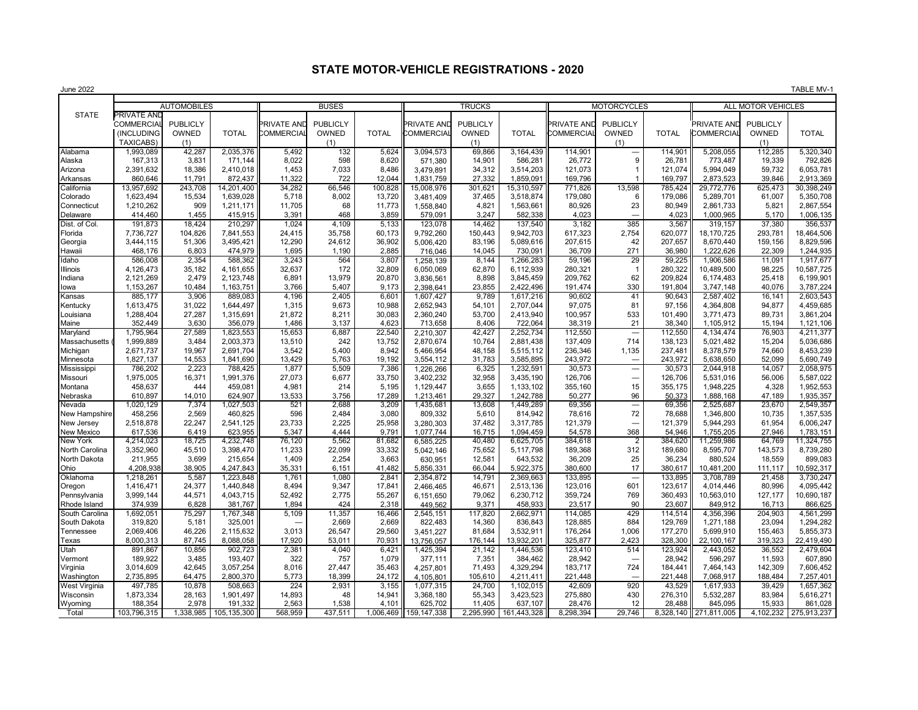# STATE MOTOR-VEHICLE REGISTRATIONS - 2020

June 2022

TABLE MV-1

| STATE | AUTOMOBILES | | | BUSES | | | TRUCKS | | | MOTORCYCLES | | | ALL MOTOR VEHICLES | | |
|---|---|---|---|---|---|---|---|---|---|---|---|---|---|---|---|
| | PRIVATE AND COMMERCIAL (INCLUDING TAXICABS) | PUBLICLY OWNED (1) | TOTAL | PRIVATE AND COMMERCIAL | PUBLICLY OWNED (1) | TOTAL | PRIVATE AND COMMERCIAL | PUBLICLY OWNED (1) | TOTAL | PRIVATE AND COMMERCIAL | PUBLICLY OWNED (1) | TOTAL | PRIVATE AND COMMERCIAL | PUBLICLY OWNED (1) | TOTAL |
| Alabama | 1,993,089 | 42,287 | 2,035,376 | 5,492 | 132 | 5,624 | 3,094,573 | 69,866 | 3,164,439 | 114,901 | — | 114,901 | 5,208,055 | 112,285 | 5,320,340 |
| Alaska | 167,313 | 3,831 | 171,144 | 8,022 | 598 | 8,620 | 571,380 | 14,901 | 586,281 | 26,772 | 9 | 26,781 | 773,487 | 19,339 | 792,826 |
| Arizona | 2,391,632 | 18,386 | 2,410,018 | 1,453 | 7,033 | 8,486 | 3,479,891 | 34,312 | 3,514,203 | 121,073 | 1 | 121,074 | 5,994,049 | 59,732 | 6,053,781 |
| Arkansas | 860,646 | 11,791 | 872,437 | 11,322 | 722 | 12,044 | 1,831,759 | 27,332 | 1,859,091 | 169,796 | 1 | 169,797 | 2,873,523 | 39,846 | 2,913,369 |
| California | 13,957,692 | 243,708 | 14,201,400 | 34,282 | 66,546 | 100,828 | 15,008,976 | 301,621 | 15,310,597 | 771,826 | 13,598 | 785,424 | 29,772,776 | 625,473 | 30,398,249 |
| Colorado | 1,623,494 | 15,534 | 1,639,028 | 5,718 | 8,002 | 13,720 | 3,481,409 | 37,465 | 3,518,874 | 179,080 | 6 | 179,086 | 5,289,701 | 61,007 | 5,350,708 |
| Connecticut | 1,210,262 | 909 | 1,211,171 | 11,705 | 68 | 11,773 | 1,558,840 | 4,821 | 1,563,661 | 80,926 | 23 | 80,949 | 2,861,733 | 5,821 | 2,867,554 |
| Delaware | 414,460 | 1,455 | 415,915 | 3,391 | 468 | 3,859 | 579,091 | 3,247 | 582,338 | 4,023 | — | 4,023 | 1,000,965 | 5,170 | 1,006,135 |
| Dist. of Col. | 191,873 | 18,424 | 210,297 | 1,024 | 4,109 | 5,133 | 123,078 | 14,462 | 137,540 | 3,182 | 385 | 3,567 | 319,157 | 37,380 | 356,537 |
| Florida | 7,736,727 | 104,826 | 7,841,553 | 24,415 | 35,758 | 60,173 | 9,792,260 | 150,443 | 9,942,703 | 617,323 | 2,754 | 620,077 | 18,170,725 | 293,781 | 18,464,506 |
| Georgia | 3,444,115 | 51,306 | 3,495,421 | 12,290 | 24,612 | 36,902 | 5,006,420 | 83,196 | 5,089,616 | 207,615 | 42 | 207,657 | 8,670,440 | 159,156 | 8,829,596 |
| Hawaii | 468,176 | 6,803 | 474,979 | 1,695 | 1,190 | 2,885 | 716,046 | 14,045 | 730,091 | 36,709 | 271 | 36,980 | 1,222,626 | 22,309 | 1,244,935 |
| Idaho | 586,008 | 2,354 | 588,362 | 3,243 | 564 | 3,807 | 1,258,139 | 8,144 | 1,266,283 | 59,196 | 29 | 59,225 | 1,906,586 | 11,091 | 1,917,677 |
| Illinois | 4,126,473 | 35,182 | 4,161,655 | 32,637 | 172 | 32,809 | 6,050,069 | 62,870 | 6,112,939 | 280,321 | 1 | 280,322 | 10,489,500 | 98,225 | 10,587,725 |
| Indiana | 2,121,269 | 2,479 | 2,123,748 | 6,891 | 13,979 | 20,870 | 3,836,561 | 8,898 | 3,845,459 | 209,762 | 62 | 209,824 | 6,174,483 | 25,418 | 6,199,901 |
| Iowa | 1,153,267 | 10,484 | 1,163,751 | 3,766 | 5,407 | 9,173 | 2,398,641 | 23,855 | 2,422,496 | 191,474 | 330 | 191,804 | 3,747,148 | 40,076 | 3,787,224 |
| Kansas | 885,177 | 3,906 | 889,083 | 4,196 | 2,405 | 6,601 | 1,607,427 | 9,789 | 1,617,216 | 90,602 | 41 | 90,643 | 2,587,402 | 16,141 | 2,603,543 |
| Kentucky | 1,613,475 | 31,022 | 1,644,497 | 1,315 | 9,673 | 10,988 | 2,652,943 | 54,101 | 2,707,044 | 97,075 | 81 | 97,156 | 4,364,808 | 94,877 | 4,459,685 |
| Louisiana | 1,288,404 | 27,287 | 1,315,691 | 21,872 | 8,211 | 30,083 | 2,360,240 | 53,700 | 2,413,940 | 100,957 | 533 | 101,490 | 3,771,473 | 89,731 | 3,861,204 |
| Maine | 352,449 | 3,630 | 356,079 | 1,486 | 3,137 | 4,623 | 713,658 | 8,406 | 722,064 | 38,319 | 21 | 38,340 | 1,105,912 | 15,194 | 1,121,106 |
| Maryland | 1,795,964 | 27,589 | 1,823,553 | 15,653 | 6,887 | 22,540 | 2,210,307 | 42,427 | 2,252,734 | 112,550 | — | 112,550 | 4,134,474 | 76,903 | 4,211,377 |
| Massachusetts ( | 1,999,889 | 3,484 | 2,003,373 | 13,510 | 242 | 13,752 | 2,870,674 | 10,764 | 2,881,438 | 137,409 | 714 | 138,123 | 5,021,482 | 15,204 | 5,036,686 |
| Michigan | 2,671,737 | 19,967 | 2,691,704 | 3,542 | 5,400 | 8,942 | 5,466,954 | 48,158 | 5,515,112 | 236,346 | 1,135 | 237,481 | 8,378,579 | 74,660 | 8,453,239 |
| Minnesota | 1,827,137 | 14,553 | 1,841,690 | 13,429 | 5,763 | 19,192 | 3,554,112 | 31,783 | 3,585,895 | 243,972 | — | 243,972 | 5,638,650 | 52,099 | 5,690,749 |
| Mississippi | 786,202 | 2,223 | 788,425 | 1,877 | 5,509 | 7,386 | 1,226,266 | 6,325 | 1,232,591 | 30,573 | — | 30,573 | 2,044,918 | 14,057 | 2,058,975 |
| Missouri | 1,975,005 | 16,371 | 1,991,376 | 27,073 | 6,677 | 33,750 | 3,402,232 | 32,958 | 3,435,190 | 126,706 | — | 126,706 | 5,531,016 | 56,006 | 5,587,022 |
| Montana | 458,637 | 444 | 459,081 | 4,981 | 214 | 5,195 | 1,129,447 | 3,655 | 1,133,102 | 355,160 | 15 | 355,175 | 1,948,225 | 4,328 | 1,952,553 |
| Nebraska | 610,897 | 14,010 | 624,907 | 13,533 | 3,756 | 17,289 | 1,213,461 | 29,327 | 1,242,788 | 50,277 | 96 | 50,373 | 1,888,168 | 47,189 | 1,935,357 |
| Nevada | 1,020,129 | 7,374 | 1,027,503 | 521 | 2,688 | 3,209 | 1,435,681 | 13,608 | 1,449,289 | 69,356 | — | 69,356 | 2,525,687 | 23,670 | 2,549,357 |
| New Hampshire | 458,256 | 2,569 | 460,825 | 596 | 2,484 | 3,080 | 809,332 | 5,610 | 814,942 | 78,616 | 72 | 78,688 | 1,346,800 | 10,735 | 1,357,535 |
| New Jersey | 2,518,878 | 22,247 | 2,541,125 | 23,733 | 2,225 | 25,958 | 3,280,303 | 37,482 | 3,317,785 | 121,379 | — | 121,379 | 5,944,293 | 61,954 | 6,006,247 |
| New Mexico | 617,536 | 6,419 | 623,955 | 5,347 | 4,444 | 9,791 | 1,077,744 | 16,715 | 1,094,459 | 54,578 | 368 | 54,946 | 1,755,205 | 27,946 | 1,783,151 |
| New York | 4,214,023 | 18,725 | 4,232,748 | 76,120 | 5,562 | 81,682 | 6,585,225 | 40,480 | 6,625,705 | 384,618 | 2 | 384,620 | 11,259,986 | 64,769 | 11,324,755 |
| North Carolina | 3,352,960 | 45,510 | 3,398,470 | 11,233 | 22,099 | 33,332 | 5,042,146 | 75,652 | 5,117,798 | 189,368 | 312 | 189,680 | 8,595,707 | 143,573 | 8,739,280 |
| North Dakota | 211,955 | 3,699 | 215,654 | 1,409 | 2,254 | 3,663 | 630,951 | 12,581 | 643,532 | 36,209 | 25 | 36,234 | 880,524 | 18,559 | 899,083 |
| Ohio | 4,208,938 | 38,905 | 4,247,843 | 35,331 | 6,151 | 41,482 | 5,856,331 | 66,044 | 5,922,375 | 380,600 | 17 | 380,617 | 10,481,200 | 111,117 | 10,592,317 |
| Oklahoma | 1,218,261 | 5,587 | 1,223,848 | 1,761 | 1,080 | 2,841 | 2,354,872 | 14,791 | 2,369,663 | 133,895 | — | 133,895 | 3,708,789 | 21,458 | 3,730,247 |
| Oregon | 1,416,471 | 24,377 | 1,440,848 | 8,494 | 9,347 | 17,841 | 2,466,465 | 46,671 | 2,513,136 | 123,016 | 601 | 123,617 | 4,014,446 | 80,996 | 4,095,442 |
| Pennsylvania | 3,999,144 | 44,571 | 4,043,715 | 52,492 | 2,775 | 55,267 | 6,151,650 | 79,062 | 6,230,712 | 359,724 | 769 | 360,493 | 10,563,010 | 127,177 | 10,690,187 |
| Rhode Island | 374,939 | 6,828 | 381,767 | 1,894 | 424 | 2,318 | 449,562 | 9,371 | 458,933 | 23,517 | 90 | 23,607 | 849,912 | 16,713 | 866,625 |
| South Carolina | 1,692,051 | 75,297 | 1,767,348 | 5,109 | 11,357 | 16,466 | 2,545,151 | 117,820 | 2,662,971 | 114,085 | 429 | 114,514 | 4,356,396 | 204,903 | 4,561,299 |
| South Dakota | 319,820 | 5,181 | 325,001 | — | 2,669 | 2,669 | 822,483 | 14,360 | 836,843 | 128,885 | 884 | 129,769 | 1,271,188 | 23,094 | 1,294,282 |
| Tennessee | 2,069,406 | 46,226 | 2,115,632 | 3,013 | 26,547 | 29,560 | 3,451,227 | 81,684 | 3,532,911 | 176,264 | 1,006 | 177,270 | 5,699,910 | 155,463 | 5,855,373 |
| Texas | 8,000,313 | 87,745 | 8,088,058 | 17,920 | 53,011 | 70,931 | 13,756,057 | 176,144 | 13,932,201 | 325,877 | 2,423 | 328,300 | 22,100,167 | 319,323 | 22,419,490 |
| Utah | 891,867 | 10,856 | 902,723 | 2,381 | 4,040 | 6,421 | 1,425,394 | 21,142 | 1,446,536 | 123,410 | 514 | 123,924 | 2,443,052 | 36,552 | 2,479,604 |
| Vermont | 189,922 | 3,485 | 193,407 | 322 | 757 | 1,079 | 377,111 | 7,351 | 384,462 | 28,942 | — | 28,942 | 596,297 | 11,593 | 607,890 |
| Virginia | 3,014,609 | 42,645 | 3,057,254 | 8,016 | 27,447 | 35,463 | 4,257,801 | 71,493 | 4,329,294 | 183,717 | 724 | 184,441 | 7,464,143 | 142,309 | 7,606,452 |
| Washington | 2,735,895 | 64,475 | 2,800,370 | 5,773 | 18,399 | 24,172 | 4,105,801 | 105,610 | 4,211,411 | 221,448 | — | 221,448 | 7,068,917 | 188,484 | 7,257,401 |
| West Virginia | 497,785 | 10,878 | 508,663 | 224 | 2,931 | 3,155 | 1,077,315 | 24,700 | 1,102,015 | 42,609 | 920 | 43,529 | 1,617,933 | 39,429 | 1,657,362 |
| Wisconsin | 1,873,334 | 28,163 | 1,901,497 | 14,893 | 48 | 14,941 | 3,368,180 | 55,343 | 3,423,523 | 275,880 | 430 | 276,310 | 5,532,287 | 83,984 | 5,616,271 |
| Wyoming | 188,354 | 2,978 | 191,332 | 2,563 | 1,538 | 4,101 | 625,702 | 11,405 | 637,107 | 28,476 | 12 | 28,488 | 845,095 | 15,933 | 861,028 |
| Total | 103,796,315 | 1,338,985 | 105,135,300 | 568,959 | 437,511 | 1,006,469 | 159,147,338 | 2,295,990 | 161,443,328 | 8,298,394 | 29,746 | 8,328,140 | 271,811,005 | 4,102,232 | 275,913,237 |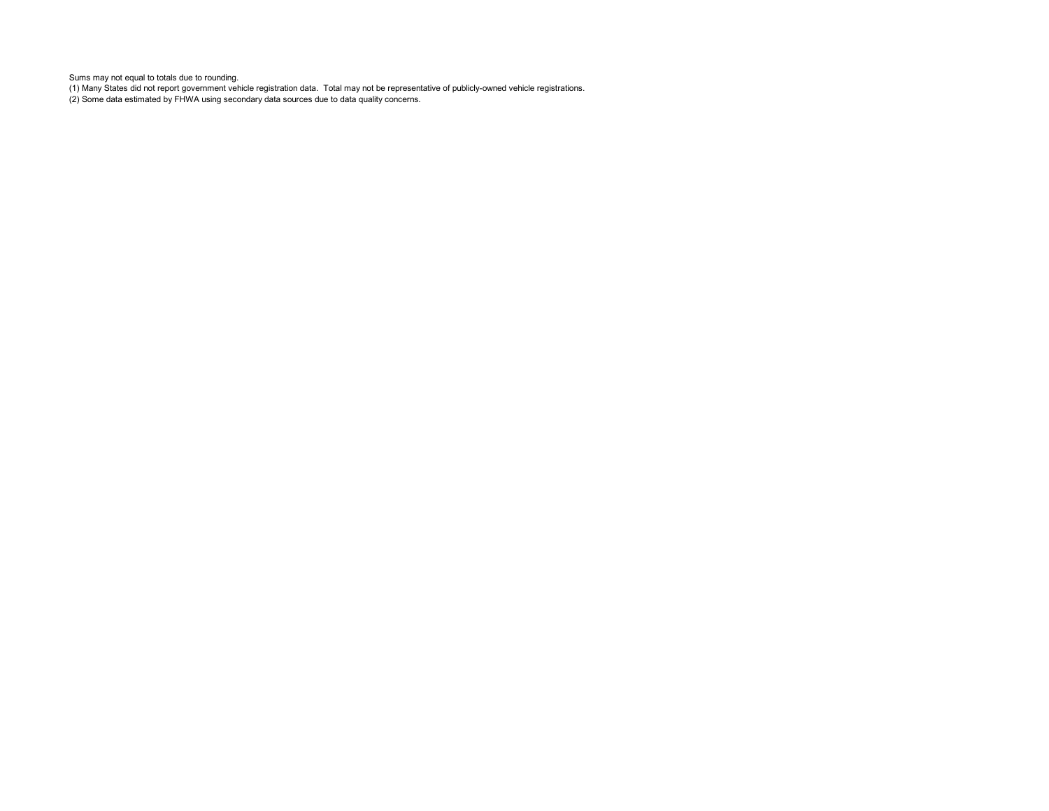Sums may not equal to totals due to rounding.

(1) Many States did not report government vehicle registration data. Total may not be representative of publicly-owned vehicle registrations.

(2) Some data estimated by FHWA using secondary data sources due to data quality concerns.